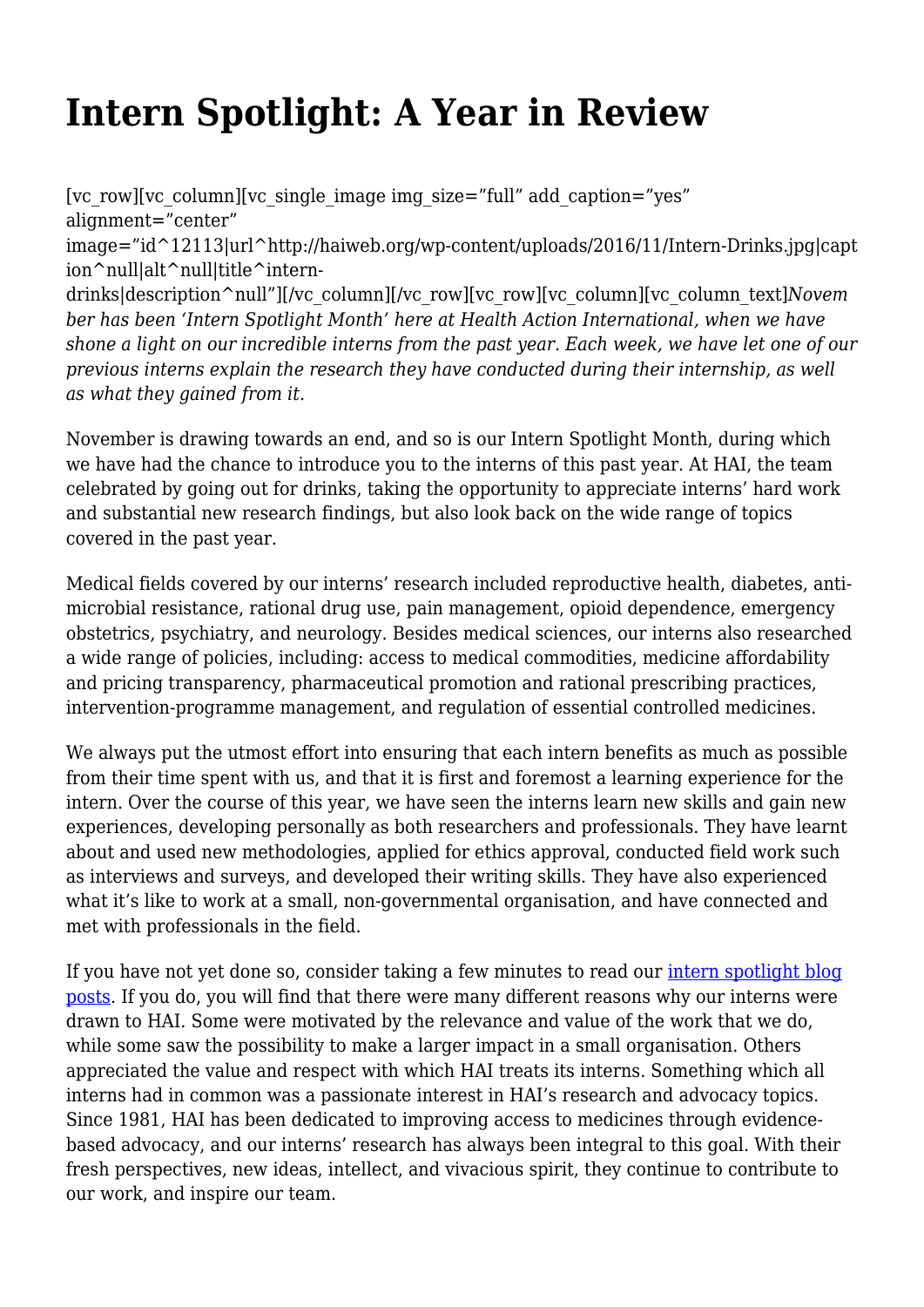# Intern Spotlight: A Year in Review

[vc_row][vc_column][vc_single_image img_size="full" add_caption="yes" alignment="center" image="id^12113|url^http://haiweb.org/wp-content/uploads/2016/11/Intern-Drinks.jpg|caption^null|alt^null|title^intern-drinks|description^null"][/vc_column][/vc_row][vc_row][vc_column][vc_column_text]*November has been 'Intern Spotlight Month' here at Health Action International, when we have shone a light on our incredible interns from the past year. Each week, we have let one of our previous interns explain the research they have conducted during their internship, as well as what they gained from it.*

November is drawing towards an end, and so is our Intern Spotlight Month, during which we have had the chance to introduce you to the interns of this past year. At HAI, the team celebrated by going out for drinks, taking the opportunity to appreciate interns' hard work and substantial new research findings, but also look back on the wide range of topics covered in the past year.

Medical fields covered by our interns' research included reproductive health, diabetes, anti-microbial resistance, rational drug use, pain management, opioid dependence, emergency obstetrics, psychiatry, and neurology. Besides medical sciences, our interns also researched a wide range of policies, including: access to medical commodities, medicine affordability and pricing transparency, pharmaceutical promotion and rational prescribing practices, intervention-programme management, and regulation of essential controlled medicines.

We always put the utmost effort into ensuring that each intern benefits as much as possible from their time spent with us, and that it is first and foremost a learning experience for the intern. Over the course of this year, we have seen the interns learn new skills and gain new experiences, developing personally as both researchers and professionals. They have learnt about and used new methodologies, applied for ethics approval, conducted field work such as interviews and surveys, and developed their writing skills. They have also experienced what it's like to work at a small, non-governmental organisation, and have connected and met with professionals in the field.

If you have not yet done so, consider taking a few minutes to read our intern spotlight blog posts. If you do, you will find that there were many different reasons why our interns were drawn to HAI. Some were motivated by the relevance and value of the work that we do, while some saw the possibility to make a larger impact in a small organisation. Others appreciated the value and respect with which HAI treats its interns. Something which all interns had in common was a passionate interest in HAI's research and advocacy topics. Since 1981, HAI has been dedicated to improving access to medicines through evidence-based advocacy, and our interns' research has always been integral to this goal. With their fresh perspectives, new ideas, intellect, and vivacious spirit, they continue to contribute to our work, and inspire our team.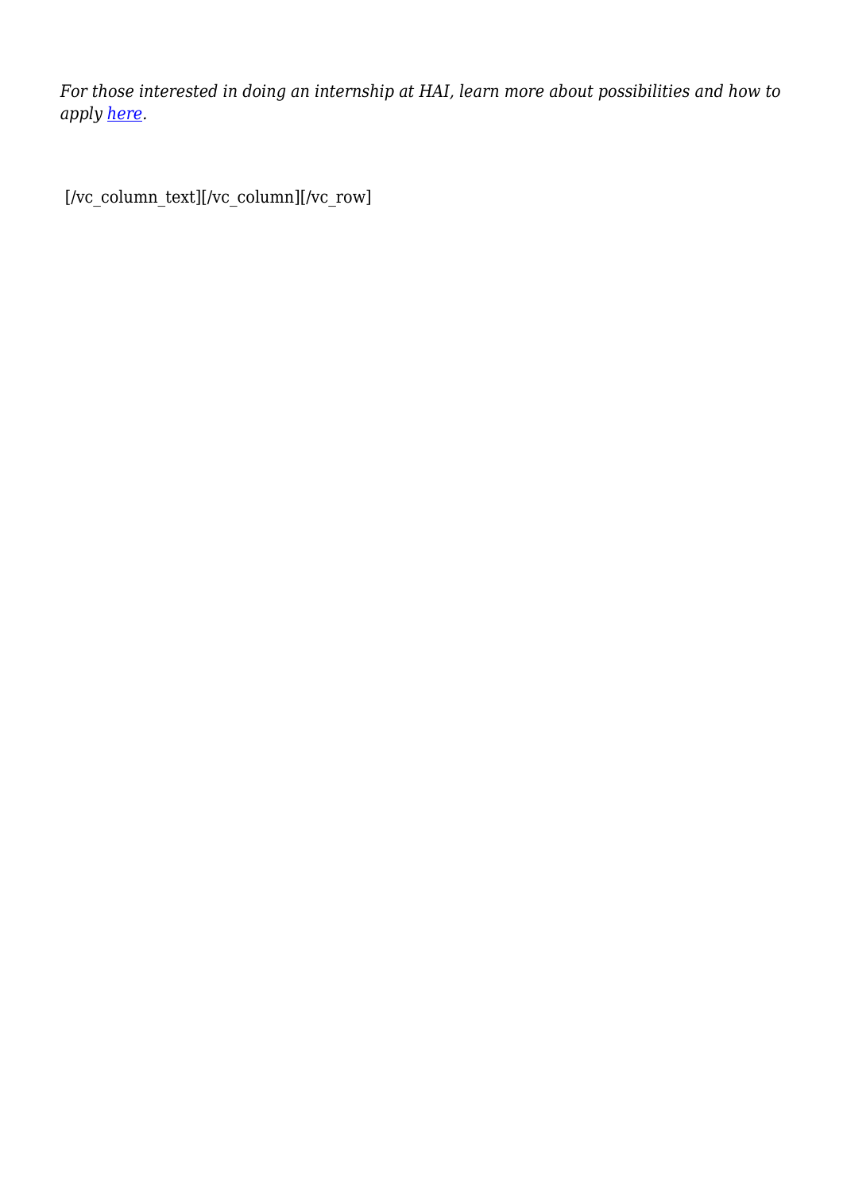*For those interested in doing an internship at HAI, learn more about possibilities and how to apply [here](#).*

[/vc_column_text][/vc_column][/vc_row]